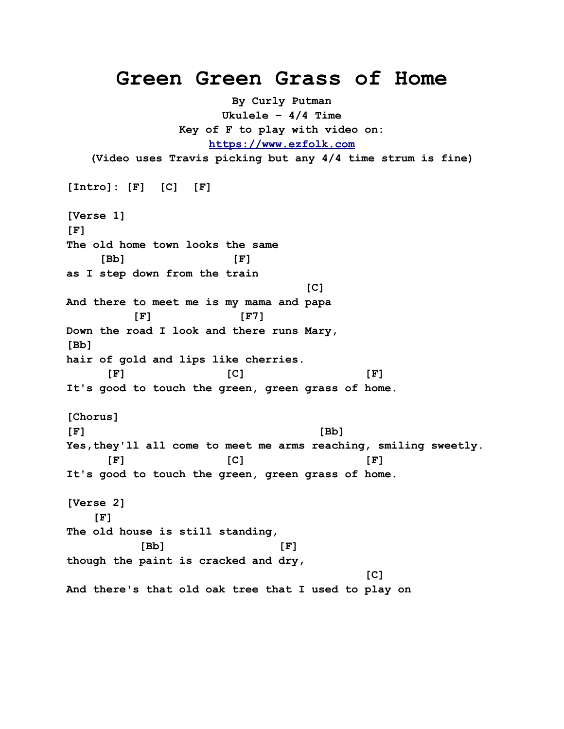# Green Green Grass of Home

**By Curly Putman**
**Ukulele - 4/4 Time**
**Key of F to play with video on:**
**[https://www.ezfolk.com](https://www.ezfolk.com)**
**(Video uses Travis picking but any 4/4 time strum is fine)**

```
[Intro]: [F]  [C]  [F]

[Verse 1]
[F]
The old home town looks the same
     [Bb]                [F]
as I step down from the train
                                            [C]
And there to meet me is my mama and papa
          [F]             [F7]
Down the road I look and there runs Mary,
[Bb]
hair of gold and lips like cherries.
      [F]               [C]                   [F]
It's good to touch the green, green grass of home.

[Chorus]
[F]                                    [Bb]
Yes,they'll all come to meet me arms reaching, smiling sweetly.
      [F]               [C]                   [F]
It's good to touch the green, green grass of home.

[Verse 2]
    [F]
The old house is still standing,
           [Bb]               [F]
though the paint is cracked and dry,
                                                      [C]
And there's that old oak tree that I used to play on
```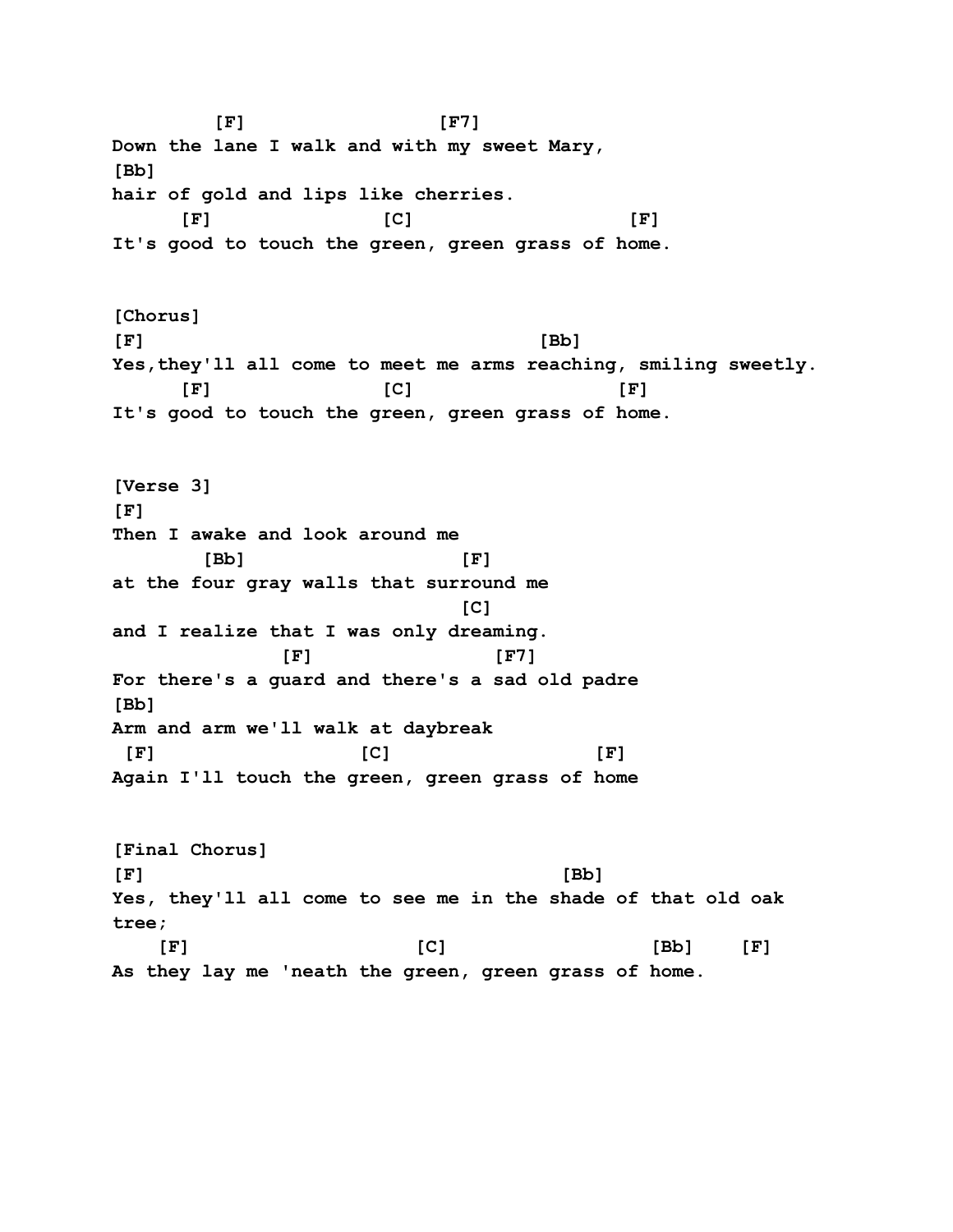```
         [F]                 [F7]
Down the lane I walk and with my sweet Mary,
[Bb]
hair of gold and lips like cherries.
      [F]              [C]                  [F]
It's good to touch the green, green grass of home.


[Chorus]
[F]                                  [Bb]
Yes,they'll all come to meet me arms reaching, smiling sweetly.
      [F]              [C]                  [F]
It's good to touch the green, green grass of home.


[Verse 3]
[F]
Then I awake and look around me
        [Bb]                  [F]
at the four gray walls that surround me
                              [C]
and I realize that I was only dreaming.
              [F]               [F7]
For there's a guard and there's a sad old padre
[Bb]
Arm and arm we'll walk at daybreak
 [F]                [C]                  [F]
Again I'll touch the green, green grass of home


[Final Chorus]
[F]                                    [Bb]
Yes, they'll all come to see me in the shade of that old oak
tree;
    [F]                    [C]                   [Bb]    [F]
As they lay me 'neath the green, green grass of home.
```